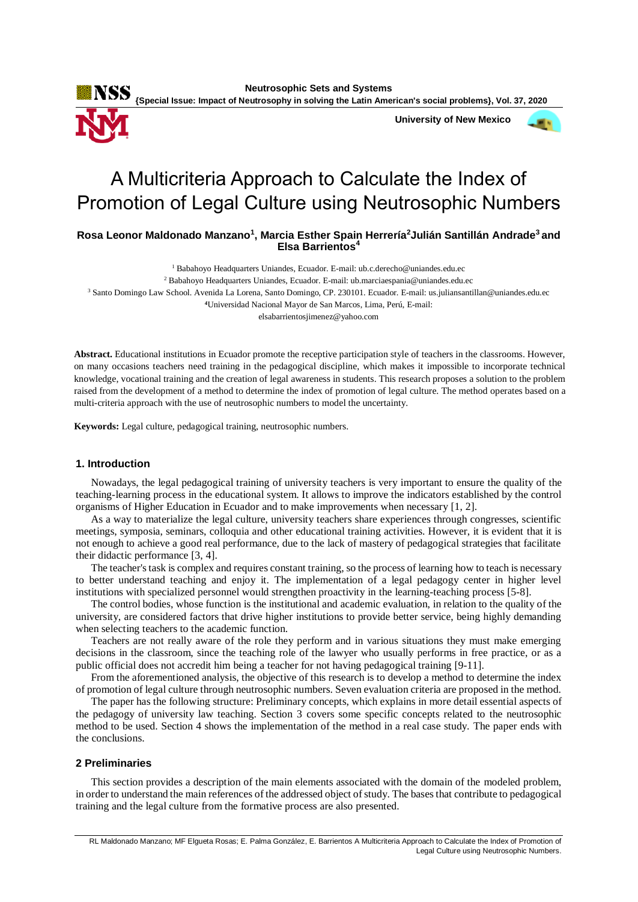# A Multicriteria Approach to Calculate the Index of Promotion of Legal Culture using Neutrosophic Numbers

**Rosa Leonor Maldonado Manzano[1], Marcia Esther Spain Herrería[2] Julián Santillán Andrade[3] and Elsa Barrientos[4]**

[1] Babahoyo Headquarters Uniandes, Ecuador. E-mail: ub.c.derecho@uniandes.edu.ec

[2] Babahoyo Headquarters Uniandes, Ecuador. E-mail: ub.marciaespania@uniandes.edu.ec

[3] Santo Domingo Law School. Avenida La Lorena, Santo Domingo, CP. 230101. Ecuador. E-mail: us.juliansantillan@uniandes.edu.ec

[4] Universidad Nacional Mayor de San Marcos, Lima, Perú, E-mail: elsabarrientosjimenez@yahoo.com

**Abstract.** Educational institutions in Ecuador promote the receptive participation style of teachers in the classrooms. However, on many occasions teachers need training in the pedagogical discipline, which makes it impossible to incorporate technical knowledge, vocational training and the creation of legal awareness in students. This research proposes a solution to the problem raised from the development of a method to determine the index of promotion of legal culture. The method operates based on a multi-criteria approach with the use of neutrosophic numbers to model the uncertainty.

**Keywords:** Legal culture, pedagogical training, neutrosophic numbers.

## 1. Introduction

Nowadays, the legal pedagogical training of university teachers is very important to ensure the quality of the teaching-learning process in the educational system. It allows to improve the indicators established by the control organisms of Higher Education in Ecuador and to make improvements when necessary [1, 2].

As a way to materialize the legal culture, university teachers share experiences through congresses, scientific meetings, symposia, seminars, colloquia and other educational training activities. However, it is evident that it is not enough to achieve a good real performance, due to the lack of mastery of pedagogical strategies that facilitate their didactic performance [3, 4].

The teacher's task is complex and requires constant training, so the process of learning how to teach is necessary to better understand teaching and enjoy it. The implementation of a legal pedagogy center in higher level institutions with specialized personnel would strengthen proactivity in the learning-teaching process [5-8].

The control bodies, whose function is the institutional and academic evaluation, in relation to the quality of the university, are considered factors that drive higher institutions to provide better service, being highly demanding when selecting teachers to the academic function.

Teachers are not really aware of the role they perform and in various situations they must make emerging decisions in the classroom, since the teaching role of the lawyer who usually performs in free practice, or as a public official does not accredit him being a teacher for not having pedagogical training [9-11].

From the aforementioned analysis, the objective of this research is to develop a method to determine the index of promotion of legal culture through neutrosophic numbers. Seven evaluation criteria are proposed in the method.

The paper has the following structure: Preliminary concepts, which explains in more detail essential aspects of the pedagogy of university law teaching. Section 3 covers some specific concepts related to the neutrosophic method to be used. Section 4 shows the implementation of the method in a real case study. The paper ends with the conclusions.

## 2 Preliminaries

This section provides a description of the main elements associated with the domain of the modeled problem, in order to understand the main references of the addressed object of study. The bases that contribute to pedagogical training and the legal culture from the formative process are also presented.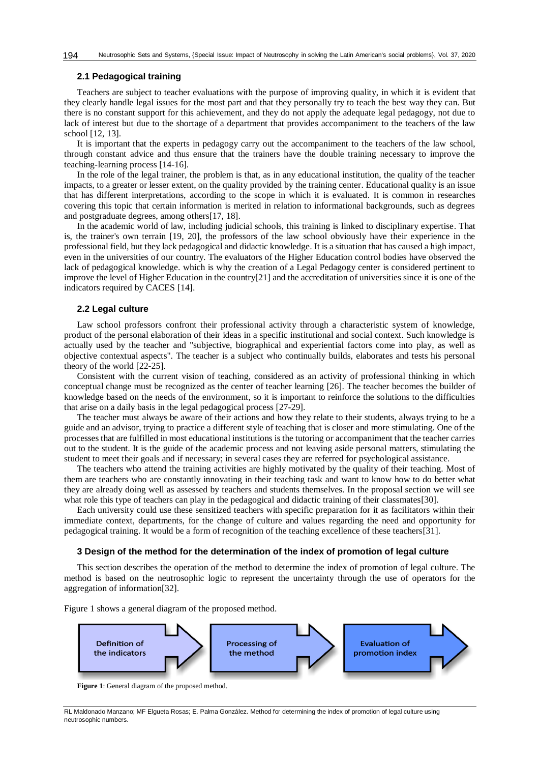### 2.1 Pedagogical training

Teachers are subject to teacher evaluations with the purpose of improving quality, in which it is evident that they clearly handle legal issues for the most part and that they personally try to teach the best way they can. But there is no constant support for this achievement, and they do not apply the adequate legal pedagogy, not due to lack of interest but due to the shortage of a department that provides accompaniment to the teachers of the law school [12, 13].

It is important that the experts in pedagogy carry out the accompaniment to the teachers of the law school, through constant advice and thus ensure that the trainers have the double training necessary to improve the teaching-learning process [14-16].

In the role of the legal trainer, the problem is that, as in any educational institution, the quality of the teacher impacts, to a greater or lesser extent, on the quality provided by the training center. Educational quality is an issue that has different interpretations, according to the scope in which it is evaluated. It is common in researches covering this topic that certain information is merited in relation to informational backgrounds, such as degrees and postgraduate degrees, among others[17, 18].

In the academic world of law, including judicial schools, this training is linked to disciplinary expertise. That is, the trainer's own terrain [19, 20], the professors of the law school obviously have their experience in the professional field, but they lack pedagogical and didactic knowledge. It is a situation that has caused a high impact, even in the universities of our country. The evaluators of the Higher Education control bodies have observed the lack of pedagogical knowledge. which is why the creation of a Legal Pedagogy center is considered pertinent to improve the level of Higher Education in the country[21] and the accreditation of universities since it is one of the indicators required by CACES [14].

### 2.2 Legal culture

Law school professors confront their professional activity through a characteristic system of knowledge, product of the personal elaboration of their ideas in a specific institutional and social context. Such knowledge is actually used by the teacher and "subjective, biographical and experiential factors come into play, as well as objective contextual aspects". The teacher is a subject who continually builds, elaborates and tests his personal theory of the world [22-25].

Consistent with the current vision of teaching, considered as an activity of professional thinking in which conceptual change must be recognized as the center of teacher learning [26]. The teacher becomes the builder of knowledge based on the needs of the environment, so it is important to reinforce the solutions to the difficulties that arise on a daily basis in the legal pedagogical process [27-29].

The teacher must always be aware of their actions and how they relate to their students, always trying to be a guide and an advisor, trying to practice a different style of teaching that is closer and more stimulating. One of the processes that are fulfilled in most educational institutions is the tutoring or accompaniment that the teacher carries out to the student. It is the guide of the academic process and not leaving aside personal matters, stimulating the student to meet their goals and if necessary; in several cases they are referred for psychological assistance.

The teachers who attend the training activities are highly motivated by the quality of their teaching. Most of them are teachers who are constantly innovating in their teaching task and want to know how to do better what they are already doing well as assessed by teachers and students themselves. In the proposal section we will see what role this type of teachers can play in the pedagogical and didactic training of their classmates[30].

Each university could use these sensitized teachers with specific preparation for it as facilitators within their immediate context, departments, for the change of culture and values regarding the need and opportunity for pedagogical training. It would be a form of recognition of the teaching excellence of these teachers[31].

## 3 Design of the method for the determination of the index of promotion of legal culture

This section describes the operation of the method to determine the index of promotion of legal culture. The method is based on the neutrosophic logic to represent the uncertainty through the use of operators for the aggregation of information[32].

Figure 1 shows a general diagram of the proposed method.

Definition of the indicators → Processing of the method → Evaluation of promotion index

**Figure 1**: General diagram of the proposed method.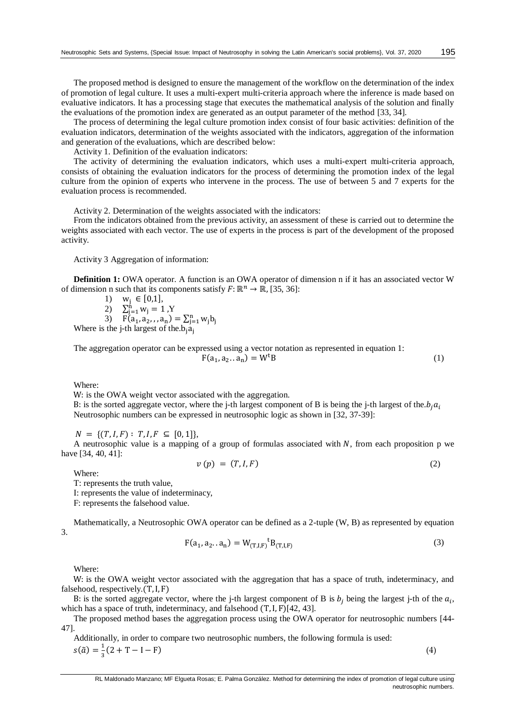The proposed method is designed to ensure the management of the workflow on the determination of the index of promotion of legal culture. It uses a multi-expert multi-criteria approach where the inference is made based on evaluative indicators. It has a processing stage that executes the mathematical analysis of the solution and finally the evaluations of the promotion index are generated as an output parameter of the method [33, 34].

The process of determining the legal culture promotion index consist of four basic activities: definition of the evaluation indicators, determination of the weights associated with the indicators, aggregation of the information and generation of the evaluations, which are described below:

Activity 1. Definition of the evaluation indicators:

The activity of determining the evaluation indicators, which uses a multi-expert multi-criteria approach, consists of obtaining the evaluation indicators for the process of determining the promotion index of the legal culture from the opinion of experts who intervene in the process. The use of between 5 and 7 experts for the evaluation process is recommended.

Activity 2. Determination of the weights associated with the indicators:

From the indicators obtained from the previous activity, an assessment of these is carried out to determine the weights associated with each vector. The use of experts in the process is part of the development of the proposed activity.

Activity 3 Aggregation of information:

**Definition 1:** OWA operator. A function is an OWA operator of dimension n if it has an associated vector W of dimension n such that its components satisfy $F: \mathbb{R}^n \rightarrow \mathbb{R}$, [35, 36]:

1) $w_j \in [0,1]$,
2) $\sum_{j=1}^{n} w_j = 1$ ,Y
3) $F(a_1, a_2, , , a_n) = \sum_{j=1}^{n} w_j b_j$

Where is the j-th largest of the.$b_j a_j$

The aggregation operator can be expressed using a vector notation as represented in equation 1:

$$F(a_1, a_2 .. a_n) = W^t B \tag{1}$$

Where:

W: is the OWA weight vector associated with the aggregation.

B: is the sorted aggregate vector, where the j-th largest component of B is being the j-th largest of the.$b_j a_i$

Neutrosophic numbers can be expressed in neutrosophic logic as shown in [32, 37-39]:

$N = \{(T, I, F) : T, I, F \subseteq [0, 1]\}$,

A neutrosophic value is a mapping of a group of formulas associated with $N$, from each proposition p we have [34, 40, 41]:

$$v(p) = (T, I, F) \tag{2}$$

Where:

T: represents the truth value,

I: represents the value of indeterminacy,

F: represents the falsehood value.

Mathematically, a Neutrosophic OWA operator can be defined as a 2-tuple (W, B) as represented by equation 3.

$$F(a_1, a_2 .. a_n) = {W_{(T,I,F)}}^t B_{(T,I,F)} \tag{3}$$

Where:

W: is the OWA weight vector associated with the aggregation that has a space of truth, indeterminacy, and falsehood, respectively.$(T, I, F)$

B: is the sorted aggregate vector, where the j-th largest component of B is $b_j$ being the largest j-th of the $a_i$, which has a space of truth, indeterminacy, and falsehood $(T, I, F)$[42, 43].

The proposed method bases the aggregation process using the OWA operator for neutrosophic numbers [44-47].

Additionally, in order to compare two neutrosophic numbers, the following formula is used:

$$s(\tilde{a}) = \frac{1}{3}(2 + T - I - F) \tag{4}$$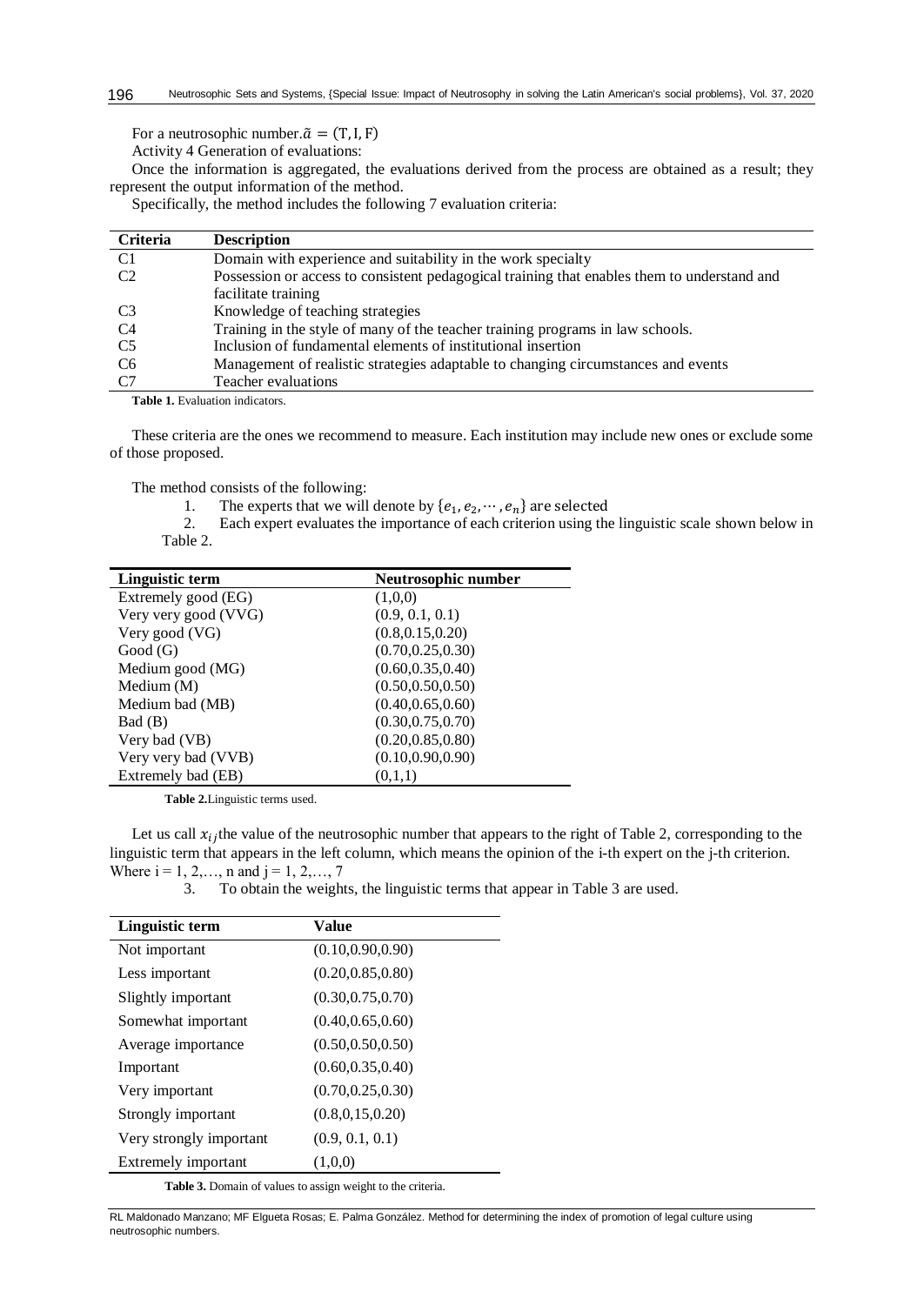For a neutrosophic number. $\tilde{a} = (T, I, F)$

Activity 4 Generation of evaluations:

Once the information is aggregated, the evaluations derived from the process are obtained as a result; they represent the output information of the method.

Specifically, the method includes the following 7 evaluation criteria:

| Criteria | Description |
|---|---|
| C1 | Domain with experience and suitability in the work specialty |
| C2 | Possession or access to consistent pedagogical training that enables them to understand and facilitate training |
| C3 | Knowledge of teaching strategies |
| C4 | Training in the style of many of the teacher training programs in law schools. |
| C5 | Inclusion of fundamental elements of institutional insertion |
| C6 | Management of realistic strategies adaptable to changing circumstances and events |
| C7 | Teacher evaluations |

**Table 1.** Evaluation indicators.

These criteria are the ones we recommend to measure. Each institution may include new ones or exclude some of those proposed.

The method consists of the following:

1. The experts that we will denote by $\{e_1, e_2, \cdots, e_n\}$ are selected
2. Each expert evaluates the importance of each criterion using the linguistic scale shown below in Table 2.

| Linguistic term | Neutrosophic number |
|---|---|
| Extremely good (EG) | (1,0,0) |
| Very very good (VVG) | (0.9, 0.1, 0.1) |
| Very good (VG) | (0.8,0.15,0.20) |
| Good (G) | (0.70,0.25,0.30) |
| Medium good (MG) | (0.60,0.35,0.40) |
| Medium (M) | (0.50,0.50,0.50) |
| Medium bad (MB) | (0.40,0.65,0.60) |
| Bad (B) | (0.30,0.75,0.70) |
| Very bad (VB) | (0.20,0.85,0.80) |
| Very very bad (VVB) | (0.10,0.90,0.90) |
| Extremely bad (EB) | (0,1,1) |

**Table 2.** Linguistic terms used.

Let us call $x_{ij}$ the value of the neutrosophic number that appears to the right of Table 2, corresponding to the linguistic term that appears in the left column, which means the opinion of the i-th expert on the j-th criterion. Where i = 1, 2,…, n and j = 1, 2,…, 7

3. To obtain the weights, the linguistic terms that appear in Table 3 are used.

| Linguistic term | Value |
|---|---|
| Not important | (0.10,0.90,0.90) |
| Less important | (0.20,0.85,0.80) |
| Slightly important | (0.30,0.75,0.70) |
| Somewhat important | (0.40,0.65,0.60) |
| Average importance | (0.50,0.50,0.50) |
| Important | (0.60,0.35,0.40) |
| Very important | (0.70,0.25,0.30) |
| Strongly important | (0.8,0,15,0.20) |
| Very strongly important | (0.9, 0.1, 0.1) |
| Extremely important | (1,0,0) |

**Table 3.** Domain of values to assign weight to the criteria.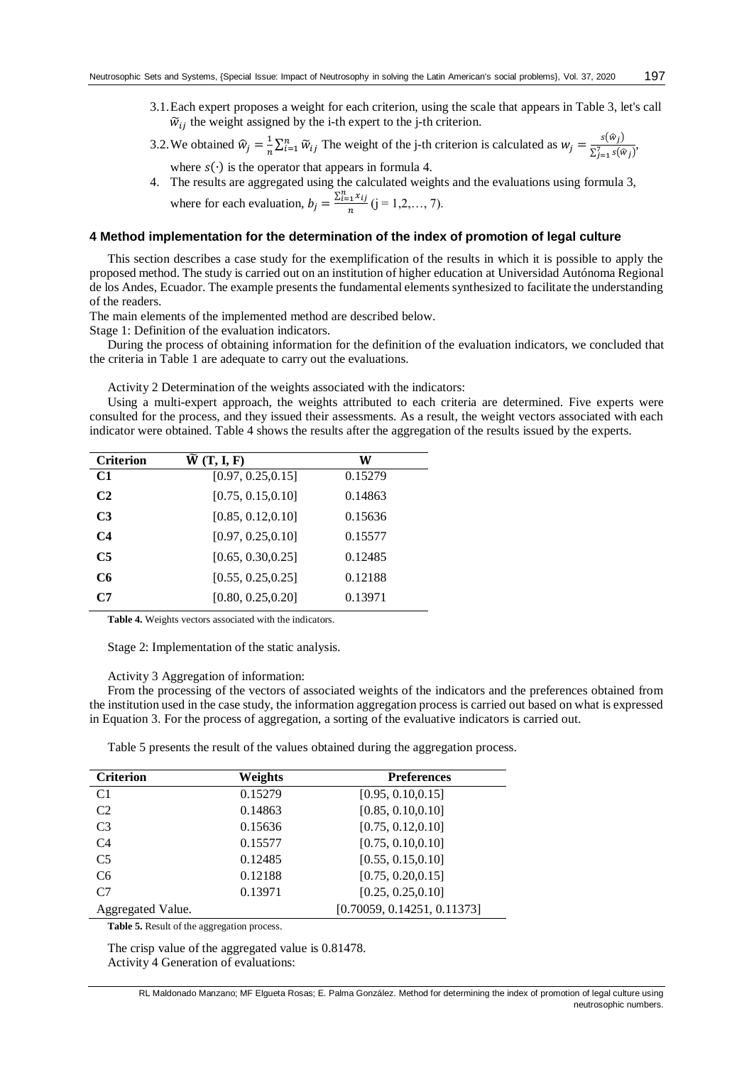3.1. Each expert proposes a weight for each criterion, using the scale that appears in Table 3, let's call $\widetilde{w}_{ij}$ the weight assigned by the i-th expert to the j-th criterion.

3.2. We obtained $\widehat{w}_j = \frac{1}{n}\sum_{i=1}^{n} \widetilde{w}_{ij}$ The weight of the j-th criterion is calculated as $w_j = \frac{s(\widehat{w}_j)}{\sum_{j=1}^{7} s(\widehat{w}_j)}$, where $s(\cdot)$ is the operator that appears in formula 4.

4. The results are aggregated using the calculated weights and the evaluations using formula 3, where for each evaluation, $b_j = \frac{\sum_{i=1}^{n} x_{ij}}{n}$ (j = 1,2,…, 7).

## 4 Method implementation for the determination of the index of promotion of legal culture

This section describes a case study for the exemplification of the results in which it is possible to apply the proposed method. The study is carried out on an institution of higher education at Universidad Autónoma Regional de los Andes, Ecuador. The example presents the fundamental elements synthesized to facilitate the understanding of the readers.

The main elements of the implemented method are described below.

Stage 1: Definition of the evaluation indicators.

During the process of obtaining information for the definition of the evaluation indicators, we concluded that the criteria in Table 1 are adequate to carry out the evaluations.

Activity 2 Determination of the weights associated with the indicators:

Using a multi-expert approach, the weights attributed to each criteria are determined. Five experts were consulted for the process, and they issued their assessments. As a result, the weight vectors associated with each indicator were obtained. Table 4 shows the results after the aggregation of the results issued by the experts.

| **Criterion** | $\widetilde{\mathbf{W}}$ **(T, I, F)** | **W** |
|---|---|---|
| **C1** | [0.97, 0.25,0.15] | 0.15279 |
| **C2** | [0.75, 0.15,0.10] | 0.14863 |
| **C3** | [0.85, 0.12,0.10] | 0.15636 |
| **C4** | [0.97, 0.25,0.10] | 0.15577 |
| **C5** | [0.65, 0.30,0.25] | 0.12485 |
| **C6** | [0.55, 0.25,0.25] | 0.12188 |
| **C7** | [0.80, 0.25,0.20] | 0.13971 |

**Table 4.** Weights vectors associated with the indicators.

Stage 2: Implementation of the static analysis.

Activity 3 Aggregation of information:

From the processing of the vectors of associated weights of the indicators and the preferences obtained from the institution used in the case study, the information aggregation process is carried out based on what is expressed in Equation 3. For the process of aggregation, a sorting of the evaluative indicators is carried out.

Table 5 presents the result of the values obtained during the aggregation process.

| **Criterion** | **Weights** | **Preferences** |
|---|---|---|
| C1 | 0.15279 | [0.95, 0.10,0.15] |
| C2 | 0.14863 | [0.85, 0.10,0.10] |
| C3 | 0.15636 | [0.75, 0.12,0.10] |
| C4 | 0.15577 | [0.75, 0.10,0.10] |
| C5 | 0.12485 | [0.55, 0.15,0.10] |
| C6 | 0.12188 | [0.75, 0.20,0.15] |
| C7 | 0.13971 | [0.25, 0.25,0.10] |
| Aggregated Value. | | [0.70059, 0.14251, 0.11373] |

**Table 5.** Result of the aggregation process.

The crisp value of the aggregated value is 0.81478.

Activity 4 Generation of evaluations: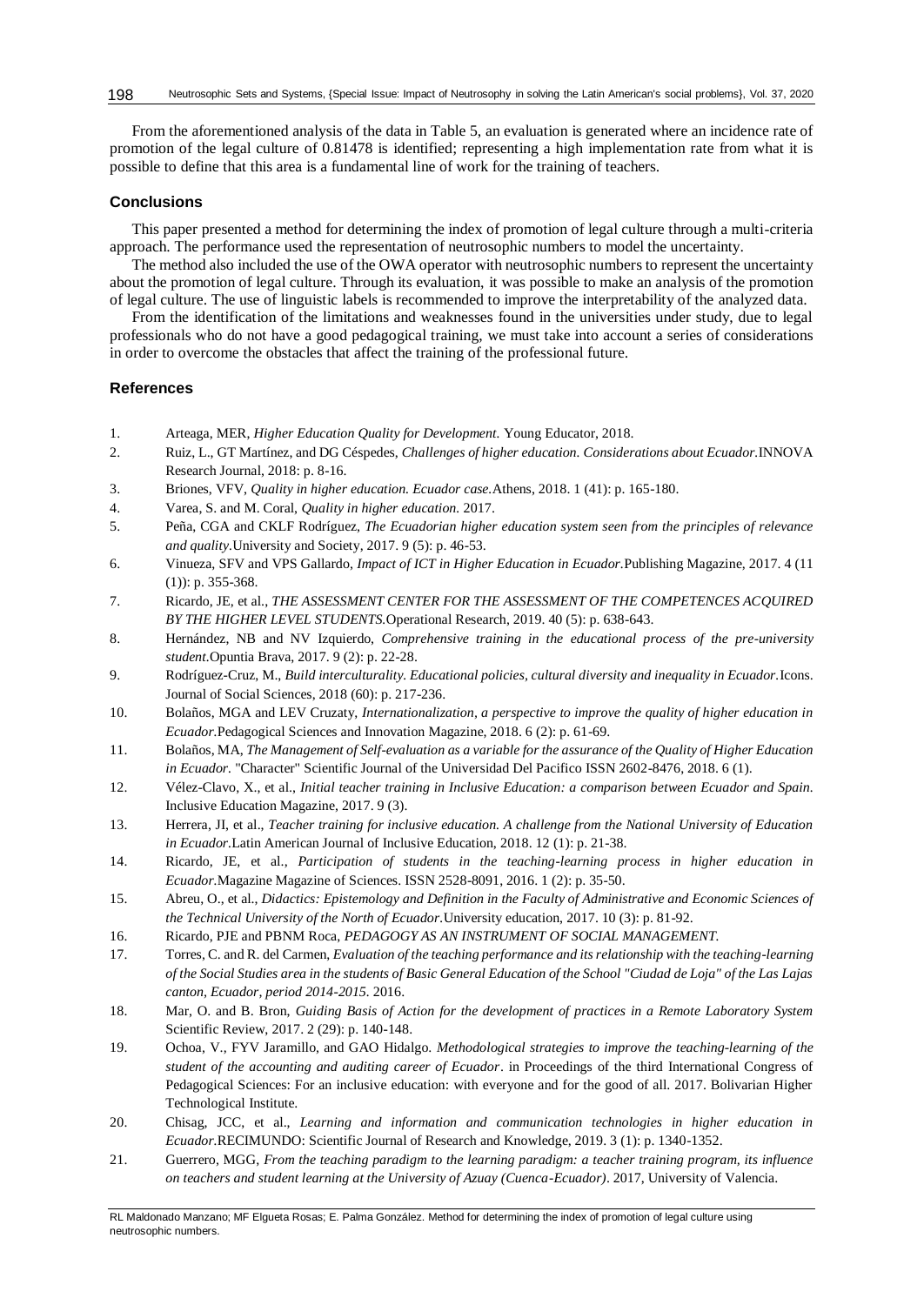From the aforementioned analysis of the data in Table 5, an evaluation is generated where an incidence rate of promotion of the legal culture of 0.81478 is identified; representing a high implementation rate from what it is possible to define that this area is a fundamental line of work for the training of teachers.

## Conclusions

This paper presented a method for determining the index of promotion of legal culture through a multi-criteria approach. The performance used the representation of neutrosophic numbers to model the uncertainty.

The method also included the use of the OWA operator with neutrosophic numbers to represent the uncertainty about the promotion of legal culture. Through its evaluation, it was possible to make an analysis of the promotion of legal culture. The use of linguistic labels is recommended to improve the interpretability of the analyzed data.

From the identification of the limitations and weaknesses found in the universities under study, due to legal professionals who do not have a good pedagogical training, we must take into account a series of considerations in order to overcome the obstacles that affect the training of the professional future.

## References

1. Arteaga, MER, *Higher Education Quality for Development.* Young Educator, 2018.
2. Ruiz, L., GT Martínez, and DG Céspedes, *Challenges of higher education. Considerations about Ecuador.*INNOVA Research Journal, 2018: p. 8-16.
3. Briones, VFV, *Quality in higher education. Ecuador case.*Athens, 2018. 1 (41): p. 165-180.
4. Varea, S. and M. Coral, *Quality in higher education.* 2017.
5. Peña, CGA and CKLF Rodríguez, *The Ecuadorian higher education system seen from the principles of relevance and quality.*University and Society, 2017. 9 (5): p. 46-53.
6. Vinueza, SFV and VPS Gallardo, *Impact of ICT in Higher Education in Ecuador.*Publishing Magazine, 2017. 4 (11 (1)): p. 355-368.
7. Ricardo, JE, et al., *THE ASSESSMENT CENTER FOR THE ASSESSMENT OF THE COMPETENCES ACQUIRED BY THE HIGHER LEVEL STUDENTS.*Operational Research, 2019. 40 (5): p. 638-643.
8. Hernández, NB and NV Izquierdo, *Comprehensive training in the educational process of the pre-university student.*Opuntia Brava, 2017. 9 (2): p. 22-28.
9. Rodríguez-Cruz, M., *Build interculturality. Educational policies, cultural diversity and inequality in Ecuador.*Icons. Journal of Social Sciences, 2018 (60): p. 217-236.
10. Bolaños, MGA and LEV Cruzaty, *Internationalization, a perspective to improve the quality of higher education in Ecuador.*Pedagogical Sciences and Innovation Magazine, 2018. 6 (2): p. 61-69.
11. Bolaños, MA, *The Management of Self-evaluation as a variable for the assurance of the Quality of Higher Education in Ecuador.* "Character" Scientific Journal of the Universidad Del Pacifico ISSN 2602-8476, 2018. 6 (1).
12. Vélez-Clavo, X., et al., *Initial teacher training in Inclusive Education: a comparison between Ecuador and Spain.* Inclusive Education Magazine, 2017. 9 (3).
13. Herrera, JI, et al., *Teacher training for inclusive education. A challenge from the National University of Education in Ecuador.*Latin American Journal of Inclusive Education, 2018. 12 (1): p. 21-38.
14. Ricardo, JE, et al., *Participation of students in the teaching-learning process in higher education in Ecuador.*Magazine Magazine of Sciences. ISSN 2528-8091, 2016. 1 (2): p. 35-50.
15. Abreu, O., et al., *Didactics: Epistemology and Definition in the Faculty of Administrative and Economic Sciences of the Technical University of the North of Ecuador.*University education, 2017. 10 (3): p. 81-92.
16. Ricardo, PJE and PBNM Roca, *PEDAGOGY AS AN INSTRUMENT OF SOCIAL MANAGEMENT.*
17. Torres, C. and R. del Carmen, *Evaluation of the teaching performance and its relationship with the teaching-learning of the Social Studies area in the students of Basic General Education of the School "Ciudad de Loja" of the Las Lajas canton, Ecuador, period 2014-2015.* 2016.
18. Mar, O. and B. Bron, *Guiding Basis of Action for the development of practices in a Remote Laboratory System* Scientific Review, 2017. 2 (29): p. 140-148.
19. Ochoa, V., FYV Jaramillo, and GAO Hidalgo. *Methodological strategies to improve the teaching-learning of the student of the accounting and auditing career of Ecuador*. in Proceedings of the third International Congress of Pedagogical Sciences: For an inclusive education: with everyone and for the good of all. 2017. Bolivarian Higher Technological Institute.
20. Chisag, JCC, et al., *Learning and information and communication technologies in higher education in Ecuador.*RECIMUNDO: Scientific Journal of Research and Knowledge, 2019. 3 (1): p. 1340-1352.
21. Guerrero, MGG, *From the teaching paradigm to the learning paradigm: a teacher training program, its influence on teachers and student learning at the University of Azuay (Cuenca-Ecuador)*. 2017, University of Valencia.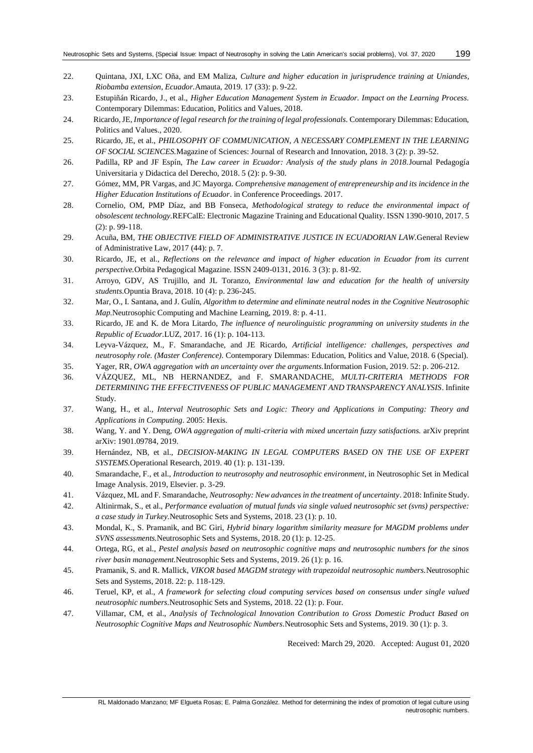22. Quintana, JXI, LXC Oña, and EM Maliza, *Culture and higher education in jurisprudence training at Uniandes, Riobamba extension, Ecuador.*Amauta, 2019. 17 (33): p. 9-22.
23. Estupiñán Ricardo, J., et al., *Higher Education Management System in Ecuador. Impact on the Learning Process.* Contemporary Dilemmas: Education, Politics and Values, 2018.
24. Ricardo, JE, *Importance of legal research for the training of legal professionals.* Contemporary Dilemmas: Education, Politics and Values., 2020.
25. Ricardo, JE, et al., *PHILOSOPHY OF COMMUNICATION, A NECESSARY COMPLEMENT IN THE LEARNING OF SOCIAL SCIENCES.*Magazine of Sciences: Journal of Research and Innovation, 2018. 3 (2): p. 39-52.
26. Padilla, RP and JF Espín, *The Law career in Ecuador: Analysis of the study plans in 2018.*Journal Pedagogía Universitaria y Didactica del Derecho, 2018. 5 (2): p. 9-30.
27. Gómez, MM, PR Vargas, and JC Mayorga. *Comprehensive management of entrepreneurship and its incidence in the Higher Education Institutions of Ecuador*. in Conference Proceedings. 2017.
28. Cornelio, OM, PMP Díaz, and BB Fonseca, *Methodological strategy to reduce the environmental impact of obsolescent technology.*REFCalE: Electronic Magazine Training and Educational Quality. ISSN 1390-9010, 2017. 5 (2): p. 99-118.
29. Acuña, BM, *THE OBJECTIVE FIELD OF ADMINISTRATIVE JUSTICE IN ECUADORIAN LAW.*General Review of Administrative Law, 2017 (44): p. 7.
30. Ricardo, JE, et al., *Reflections on the relevance and impact of higher education in Ecuador from its current perspective.*Orbita Pedagogical Magazine. ISSN 2409-0131, 2016. 3 (3): p. 81-92.
31. Arroyo, GDV, AS Trujillo, and JL Toranzo, *Environmental law and education for the health of university students.*Opuntia Brava, 2018. 10 (4): p. 236-245.
32. Mar, O., I. Santana, and J. Gulín, *Algorithm to determine and eliminate neutral nodes in the Cognitive Neutrosophic Map.*Neutrosophic Computing and Machine Learning, 2019. 8: p. 4-11.
33. Ricardo, JE and K. de Mora Litardo, *The influence of neurolinguistic programming on university students in the Republic of Ecuador.*LUZ, 2017. 16 (1): p. 104-113.
34. Leyva-Vázquez, M., F. Smarandache, and JE Ricardo, *Artificial intelligence: challenges, perspectives and neutrosophy role. (Master Conference).* Contemporary Dilemmas: Education, Politics and Value, 2018. 6 (Special).
35. Yager, RR, *OWA aggregation with an uncertainty over the arguments.*Information Fusion, 2019. 52: p. 206-212.
36. VÁZQUEZ, ML, NB HERNANDEZ, and F. SMARANDACHE, *MULTI-CRITERIA METHODS FOR DETERMINING THE EFFECTIVENESS OF PUBLIC MANAGEMENT AND TRANSPARENCY ANALYSIS*. Infinite Study.
37. Wang, H., et al., *Interval Neutrosophic Sets and Logic: Theory and Applications in Computing: Theory and Applications in Computing*. 2005: Hexis.
38. Wang, Y. and Y. Deng, *OWA aggregation of multi-criteria with mixed uncertain fuzzy satisfactions.* arXiv preprint arXiv: 1901.09784, 2019.
39. Hernández, NB, et al., *DECISION-MAKING IN LEGAL COMPUTERS BASED ON THE USE OF EXPERT SYSTEMS.*Operational Research, 2019. 40 (1): p. 131-139.
40. Smarandache, F., et al., *Introduction to neutrosophy and neutrosophic environment*, in Neutrosophic Set in Medical Image Analysis. 2019, Elsevier. p. 3-29.
41. Vázquez, ML and F. Smarandache, *Neutrosophy: New advances in the treatment of uncertainty*. 2018: Infinite Study.
42. Altinirmak, S., et al., *Performance evaluation of mutual funds via single valued neutrosophic set (svns) perspective: a case study in Turkey.*Neutrosophic Sets and Systems, 2018. 23 (1): p. 10.
43. Mondal, K., S. Pramanik, and BC Giri, *Hybrid binary logarithm similarity measure for MAGDM problems under SVNS assessments.*Neutrosophic Sets and Systems, 2018. 20 (1): p. 12-25.
44. Ortega, RG, et al., *Pestel analysis based on neutrosophic cognitive maps and neutrosophic numbers for the sinos river basin management.*Neutrosophic Sets and Systems, 2019. 26 (1): p. 16.
45. Pramanik, S. and R. Mallick, *VIKOR based MAGDM strategy with trapezoidal neutrosophic numbers.*Neutrosophic Sets and Systems, 2018. 22: p. 118-129.
46. Teruel, KP, et al., *A framework for selecting cloud computing services based on consensus under single valued neutrosophic numbers.*Neutrosophic Sets and Systems, 2018. 22 (1): p. Four.
47. Villamar, CM, et al., *Analysis of Technological Innovation Contribution to Gross Domestic Product Based on Neutrosophic Cognitive Maps and Neutrosophic Numbers.*Neutrosophic Sets and Systems, 2019. 30 (1): p. 3.

Received: March 29, 2020. Accepted: August 01, 2020